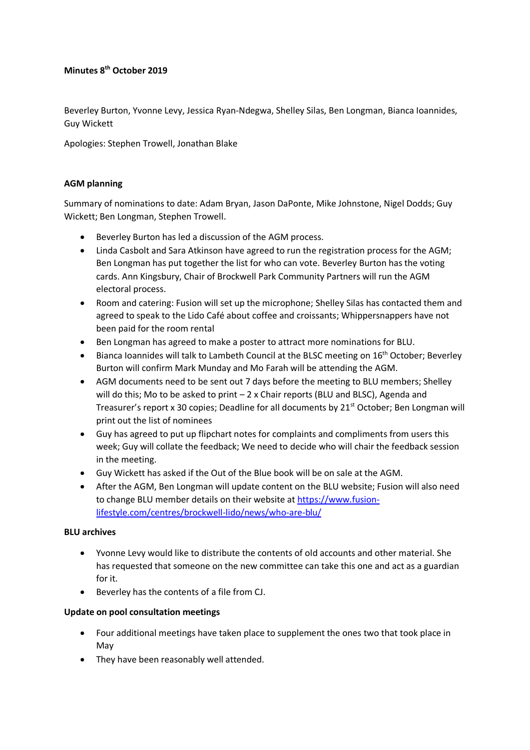**Minutes 8th October 2019**

Beverley Burton, Yvonne Levy, Jessica Ryan-Ndegwa, Shelley Silas, Ben Longman, Bianca Ioannides, Guy Wickett

Apologies: Stephen Trowell, Jonathan Blake

**AGM planning**

Summary of nominations to date: Adam Bryan, Jason DaPonte, Mike Johnstone, Nigel Dodds; Guy Wickett; Ben Longman, Stephen Trowell.

- Beverley Burton has led a discussion of the AGM process.
- Linda Casbolt and Sara Atkinson have agreed to run the registration process for the AGM; Ben Longman has put together the list for who can vote. Beverley Burton has the voting cards. Ann Kingsbury, Chair of Brockwell Park Community Partners will run the AGM electoral process.
- Room and catering: Fusion will set up the microphone; Shelley Silas has contacted them and agreed to speak to the Lido Café about coffee and croissants; Whippersnappers have not been paid for the room rental
- Ben Longman has agreed to make a poster to attract more nominations for BLU.
- Bianca Ioannides will talk to Lambeth Council at the BLSC meeting on 16th October; Beverley Burton will confirm Mark Munday and Mo Farah will be attending the AGM.
- AGM documents need to be sent out 7 days before the meeting to BLU members; Shelley will do this; Mo to be asked to print – 2 x Chair reports (BLU and BLSC), Agenda and Treasurer's report x 30 copies; Deadline for all documents by 21st October; Ben Longman will print out the list of nominees
- Guy has agreed to put up flipchart notes for complaints and compliments from users this week; Guy will collate the feedback; We need to decide who will chair the feedback session in the meeting.
- Guy Wickett has asked if the Out of the Blue book will be on sale at the AGM.
- After the AGM, Ben Longman will update content on the BLU website; Fusion will also need to change BLU member details on their website at [https://www.fusion-lifestyle.com/centres/brockwell-lido/news/who-are-blu/](https://www.fusion-lifestyle.com/centres/brockwell-lido/news/who-are-blu/)

**BLU archives**

- Yvonne Levy would like to distribute the contents of old accounts and other material. She has requested that someone on the new committee can take this one and act as a guardian for it.
- Beverley has the contents of a file from CJ.

**Update on pool consultation meetings**

- Four additional meetings have taken place to supplement the ones two that took place in May
- They have been reasonably well attended.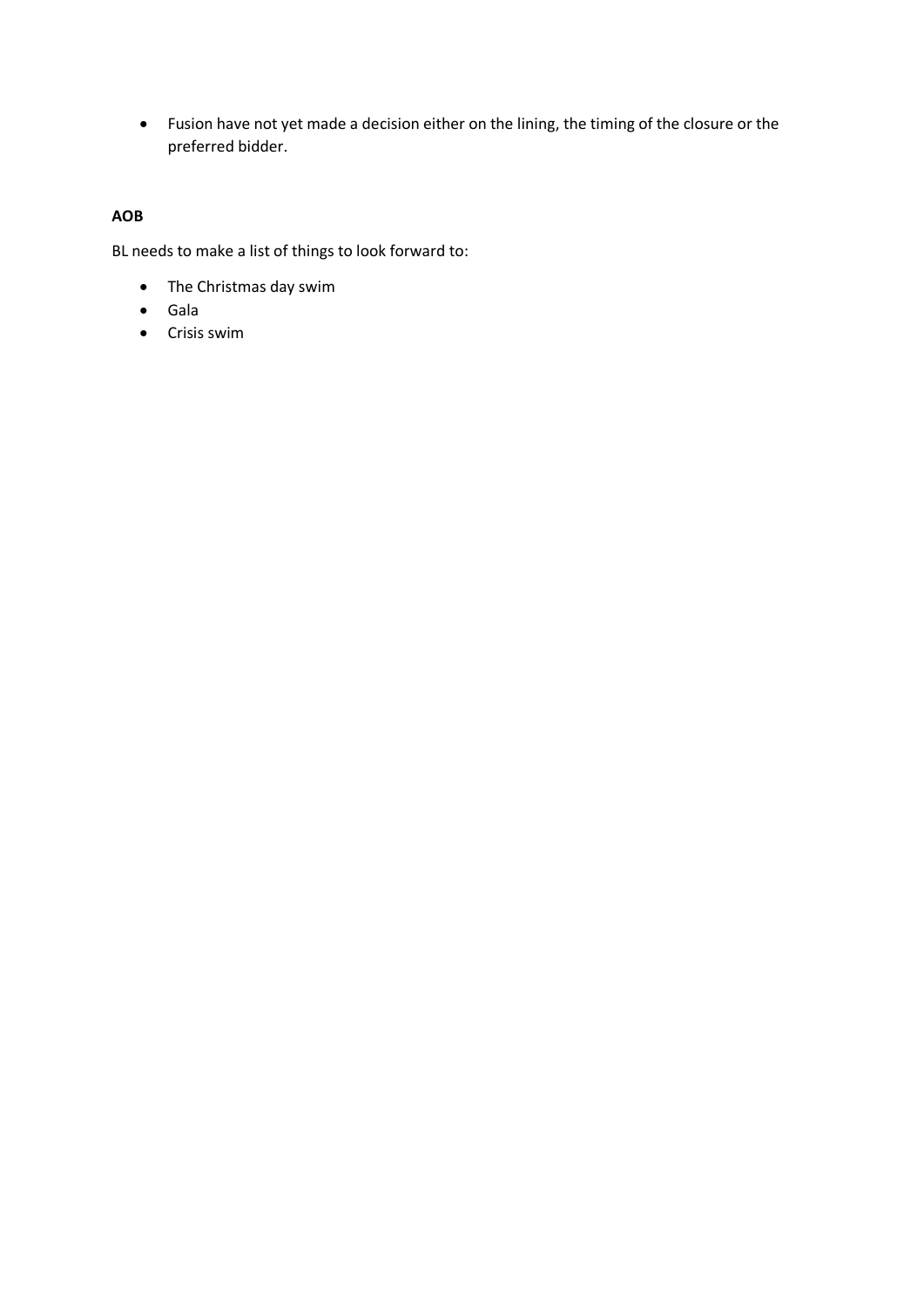- Fusion have not yet made a decision either on the lining, the timing of the closure or the preferred bidder.

**AOB**

BL needs to make a list of things to look forward to:

- The Christmas day swim
- Gala
- Crisis swim